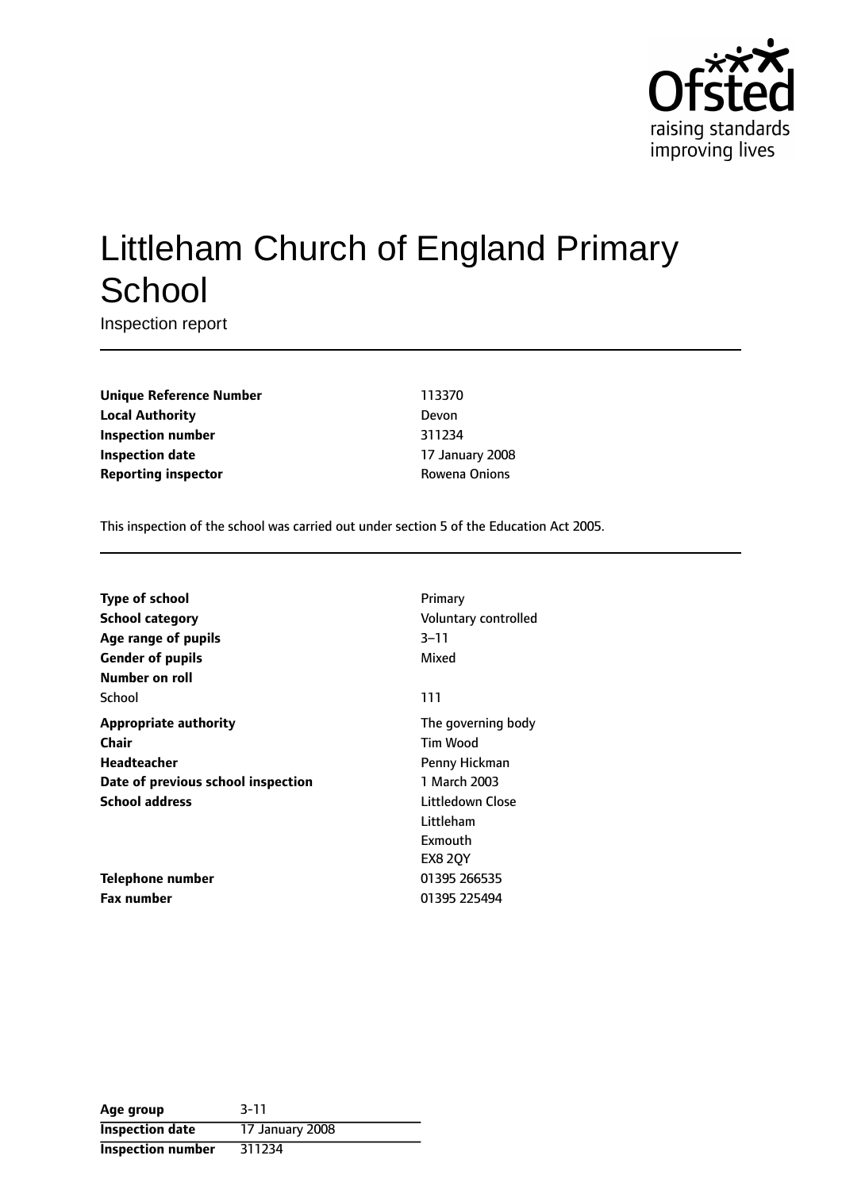# Littleham Church of England Primary School

Inspection report

| | |
|---|---|
| **Unique Reference Number** | 113370 |
| **Local Authority** | Devon |
| **Inspection number** | 311234 |
| **Inspection date** | 17 January 2008 |
| **Reporting inspector** | Rowena Onions |

This inspection of the school was carried out under section 5 of the Education Act 2005.

| | |
|---|---|
| **Type of school** | Primary |
| **School category** | Voluntary controlled |
| **Age range of pupils** | 3–11 |
| **Gender of pupils** | Mixed |
| **Number on roll** | |
| School | 111 |
| **Appropriate authority** | The governing body |
| **Chair** | Tim Wood |
| **Headteacher** | Penny Hickman |
| **Date of previous school inspection** | 1 March 2003 |
| **School address** | Littledown Close<br>Littleham<br>Exmouth<br>EX8 2QY |
| **Telephone number** | 01395 266535 |
| **Fax number** | 01395 225494 |

| | |
|---|---|
| **Age group** | 3-11 |
| **Inspection date** | 17 January 2008 |
| **Inspection number** | 311234 |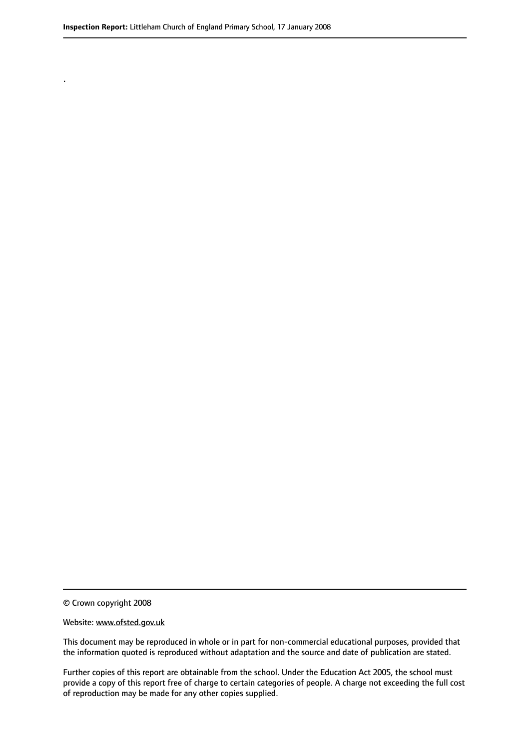.

© Crown copyright 2008

Website: www.ofsted.gov.uk

This document may be reproduced in whole or in part for non-commercial educational purposes, provided that the information quoted is reproduced without adaptation and the source and date of publication are stated.

Further copies of this report are obtainable from the school. Under the Education Act 2005, the school must provide a copy of this report free of charge to certain categories of people. A charge not exceeding the full cost of reproduction may be made for any other copies supplied.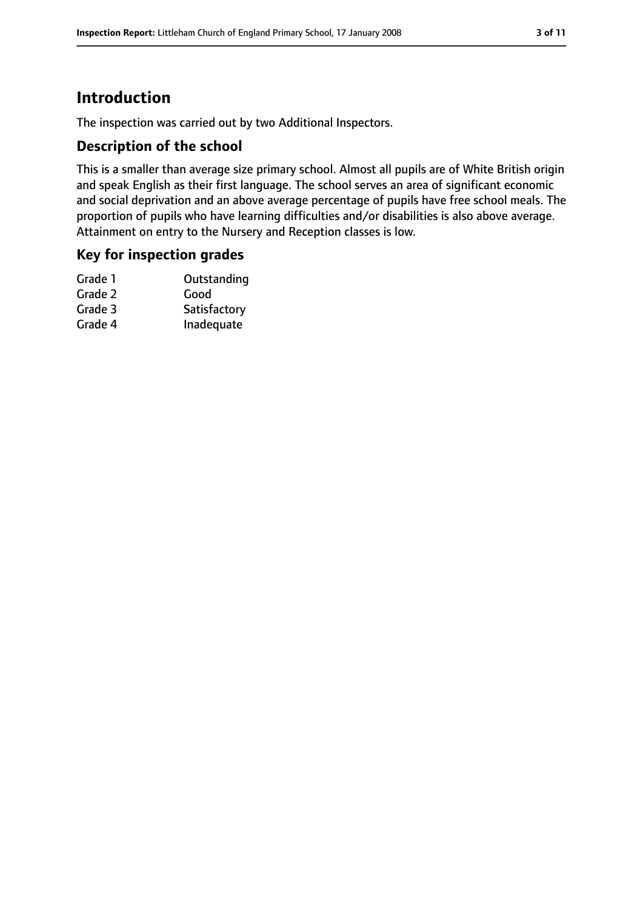# Introduction

The inspection was carried out by two Additional Inspectors.

## Description of the school

This is a smaller than average size primary school. Almost all pupils are of White British origin and speak English as their first language. The school serves an area of significant economic and social deprivation and an above average percentage of pupils have free school meals. The proportion of pupils who have learning difficulties and/or disabilities is also above average. Attainment on entry to the Nursery and Reception classes is low.

## Key for inspection grades

| | |
|---|---|
| Grade 1 | Outstanding |
| Grade 2 | Good |
| Grade 3 | Satisfactory |
| Grade 4 | Inadequate |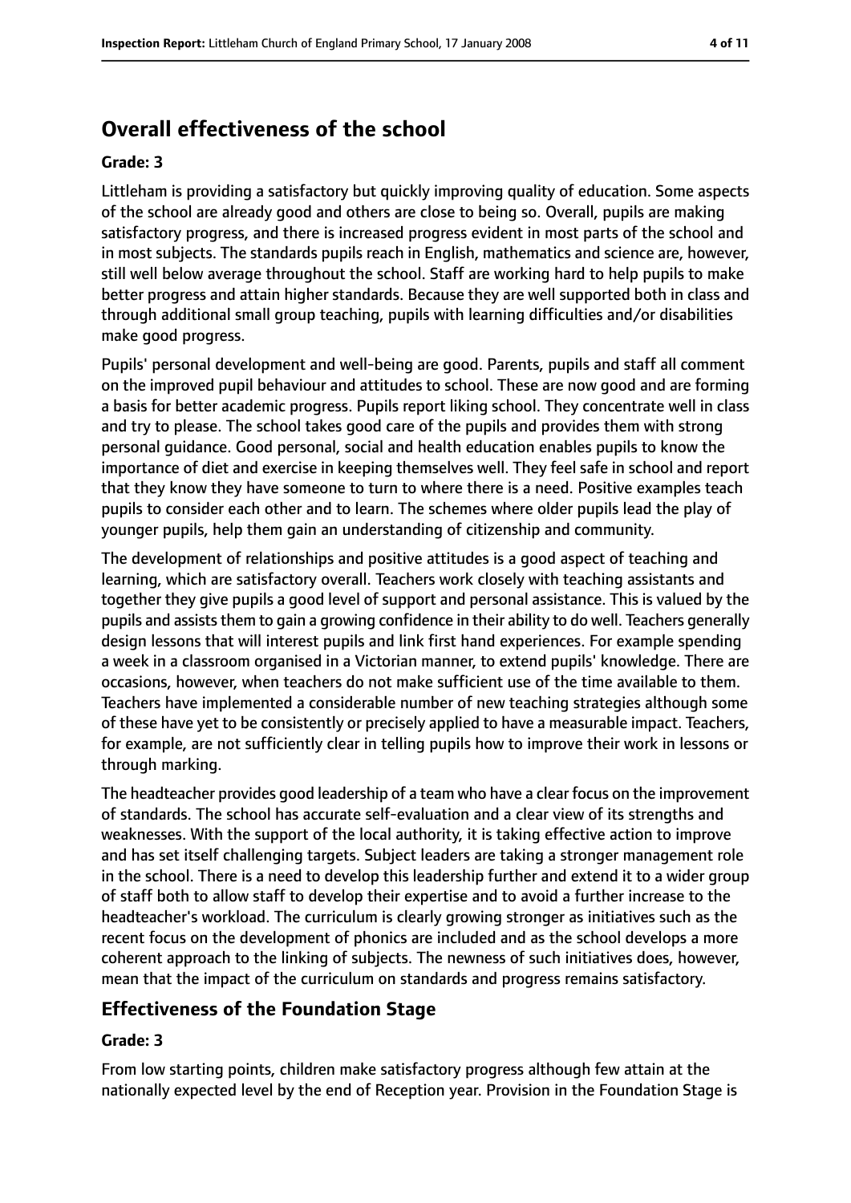## Overall effectiveness of the school

### Grade: 3

Littleham is providing a satisfactory but quickly improving quality of education. Some aspects of the school are already good and others are close to being so. Overall, pupils are making satisfactory progress, and there is increased progress evident in most parts of the school and in most subjects. The standards pupils reach in English, mathematics and science are, however, still well below average throughout the school. Staff are working hard to help pupils to make better progress and attain higher standards. Because they are well supported both in class and through additional small group teaching, pupils with learning difficulties and/or disabilities make good progress.

Pupils' personal development and well-being are good. Parents, pupils and staff all comment on the improved pupil behaviour and attitudes to school. These are now good and are forming a basis for better academic progress. Pupils report liking school. They concentrate well in class and try to please. The school takes good care of the pupils and provides them with strong personal guidance. Good personal, social and health education enables pupils to know the importance of diet and exercise in keeping themselves well. They feel safe in school and report that they know they have someone to turn to where there is a need. Positive examples teach pupils to consider each other and to learn. The schemes where older pupils lead the play of younger pupils, help them gain an understanding of citizenship and community.

The development of relationships and positive attitudes is a good aspect of teaching and learning, which are satisfactory overall. Teachers work closely with teaching assistants and together they give pupils a good level of support and personal assistance. This is valued by the pupils and assists them to gain a growing confidence in their ability to do well. Teachers generally design lessons that will interest pupils and link first hand experiences. For example spending a week in a classroom organised in a Victorian manner, to extend pupils' knowledge. There are occasions, however, when teachers do not make sufficient use of the time available to them. Teachers have implemented a considerable number of new teaching strategies although some of these have yet to be consistently or precisely applied to have a measurable impact. Teachers, for example, are not sufficiently clear in telling pupils how to improve their work in lessons or through marking.

The headteacher provides good leadership of a team who have a clear focus on the improvement of standards. The school has accurate self-evaluation and a clear view of its strengths and weaknesses. With the support of the local authority, it is taking effective action to improve and has set itself challenging targets. Subject leaders are taking a stronger management role in the school. There is a need to develop this leadership further and extend it to a wider group of staff both to allow staff to develop their expertise and to avoid a further increase to the headteacher's workload. The curriculum is clearly growing stronger as initiatives such as the recent focus on the development of phonics are included and as the school develops a more coherent approach to the linking of subjects. The newness of such initiatives does, however, mean that the impact of the curriculum on standards and progress remains satisfactory.

## Effectiveness of the Foundation Stage

### Grade: 3

From low starting points, children make satisfactory progress although few attain at the nationally expected level by the end of Reception year. Provision in the Foundation Stage is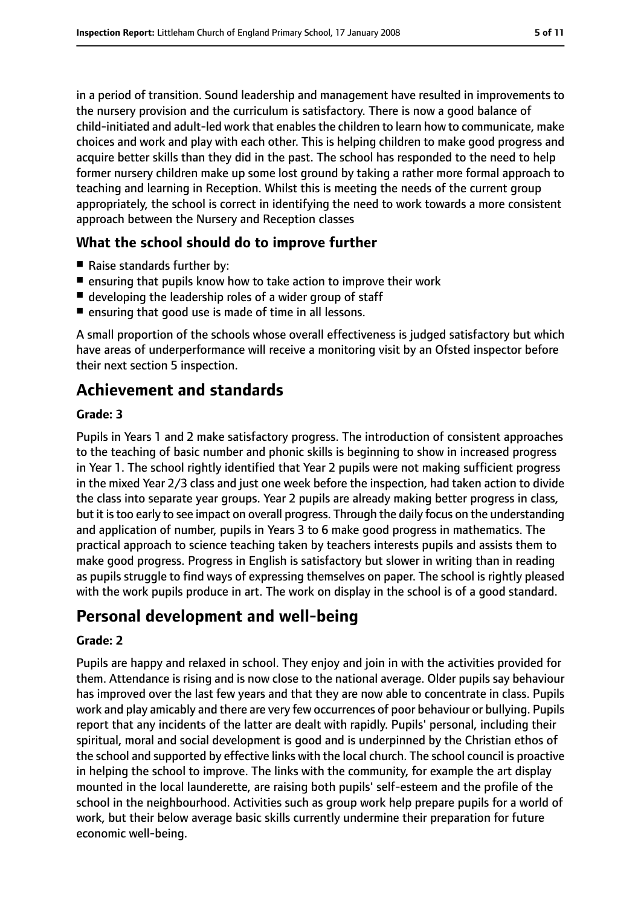in a period of transition. Sound leadership and management have resulted in improvements to the nursery provision and the curriculum is satisfactory. There is now a good balance of child-initiated and adult-led work that enables the children to learn how to communicate, make choices and work and play with each other. This is helping children to make good progress and acquire better skills than they did in the past. The school has responded to the need to help former nursery children make up some lost ground by taking a rather more formal approach to teaching and learning in Reception. Whilst this is meeting the needs of the current group appropriately, the school is correct in identifying the need to work towards a more consistent approach between the Nursery and Reception classes

### What the school should do to improve further

- Raise standards further by:
- ensuring that pupils know how to take action to improve their work
- developing the leadership roles of a wider group of staff
- ensuring that good use is made of time in all lessons.

A small proportion of the schools whose overall effectiveness is judged satisfactory but which have areas of underperformance will receive a monitoring visit by an Ofsted inspector before their next section 5 inspection.

## Achievement and standards

#### Grade: 3

Pupils in Years 1 and 2 make satisfactory progress. The introduction of consistent approaches to the teaching of basic number and phonic skills is beginning to show in increased progress in Year 1. The school rightly identified that Year 2 pupils were not making sufficient progress in the mixed Year 2/3 class and just one week before the inspection, had taken action to divide the class into separate year groups. Year 2 pupils are already making better progress in class, but it is too early to see impact on overall progress. Through the daily focus on the understanding and application of number, pupils in Years 3 to 6 make good progress in mathematics. The practical approach to science teaching taken by teachers interests pupils and assists them to make good progress. Progress in English is satisfactory but slower in writing than in reading as pupils struggle to find ways of expressing themselves on paper. The school is rightly pleased with the work pupils produce in art. The work on display in the school is of a good standard.

## Personal development and well-being

#### Grade: 2

Pupils are happy and relaxed in school. They enjoy and join in with the activities provided for them. Attendance is rising and is now close to the national average. Older pupils say behaviour has improved over the last few years and that they are now able to concentrate in class. Pupils work and play amicably and there are very few occurrences of poor behaviour or bullying. Pupils report that any incidents of the latter are dealt with rapidly. Pupils' personal, including their spiritual, moral and social development is good and is underpinned by the Christian ethos of the school and supported by effective links with the local church. The school council is proactive in helping the school to improve. The links with the community, for example the art display mounted in the local launderette, are raising both pupils' self-esteem and the profile of the school in the neighbourhood. Activities such as group work help prepare pupils for a world of work, but their below average basic skills currently undermine their preparation for future economic well-being.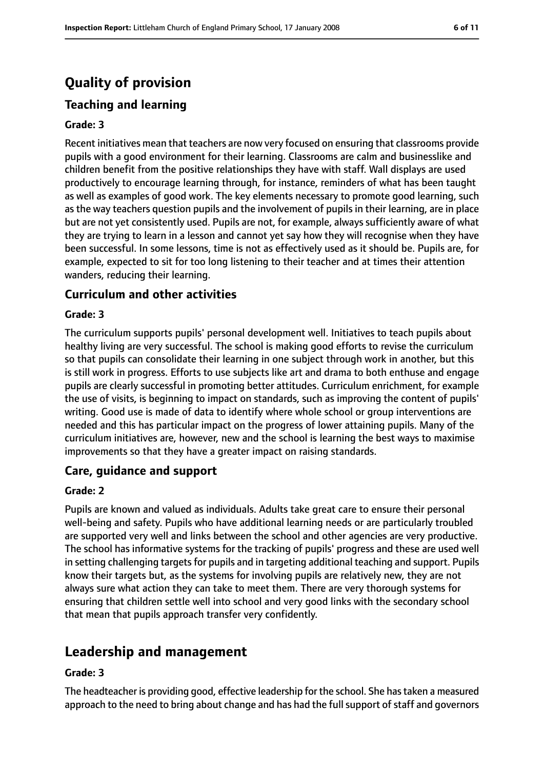# Quality of provision

## Teaching and learning

**Grade: 3**

Recent initiatives mean that teachers are now very focused on ensuring that classrooms provide pupils with a good environment for their learning. Classrooms are calm and businesslike and children benefit from the positive relationships they have with staff. Wall displays are used productively to encourage learning through, for instance, reminders of what has been taught as well as examples of good work. The key elements necessary to promote good learning, such as the way teachers question pupils and the involvement of pupils in their learning, are in place but are not yet consistently used. Pupils are not, for example, always sufficiently aware of what they are trying to learn in a lesson and cannot yet say how they will recognise when they have been successful. In some lessons, time is not as effectively used as it should be. Pupils are, for example, expected to sit for too long listening to their teacher and at times their attention wanders, reducing their learning.

## Curriculum and other activities

**Grade: 3**

The curriculum supports pupils' personal development well. Initiatives to teach pupils about healthy living are very successful. The school is making good efforts to revise the curriculum so that pupils can consolidate their learning in one subject through work in another, but this is still work in progress. Efforts to use subjects like art and drama to both enthuse and engage pupils are clearly successful in promoting better attitudes. Curriculum enrichment, for example the use of visits, is beginning to impact on standards, such as improving the content of pupils' writing. Good use is made of data to identify where whole school or group interventions are needed and this has particular impact on the progress of lower attaining pupils. Many of the curriculum initiatives are, however, new and the school is learning the best ways to maximise improvements so that they have a greater impact on raising standards.

## Care, guidance and support

**Grade: 2**

Pupils are known and valued as individuals. Adults take great care to ensure their personal well-being and safety. Pupils who have additional learning needs or are particularly troubled are supported very well and links between the school and other agencies are very productive. The school has informative systems for the tracking of pupils' progress and these are used well in setting challenging targets for pupils and in targeting additional teaching and support. Pupils know their targets but, as the systems for involving pupils are relatively new, they are not always sure what action they can take to meet them. There are very thorough systems for ensuring that children settle well into school and very good links with the secondary school that mean that pupils approach transfer very confidently.

# Leadership and management

**Grade: 3**

The headteacher is providing good, effective leadership for the school. She has taken a measured approach to the need to bring about change and has had the full support of staff and governors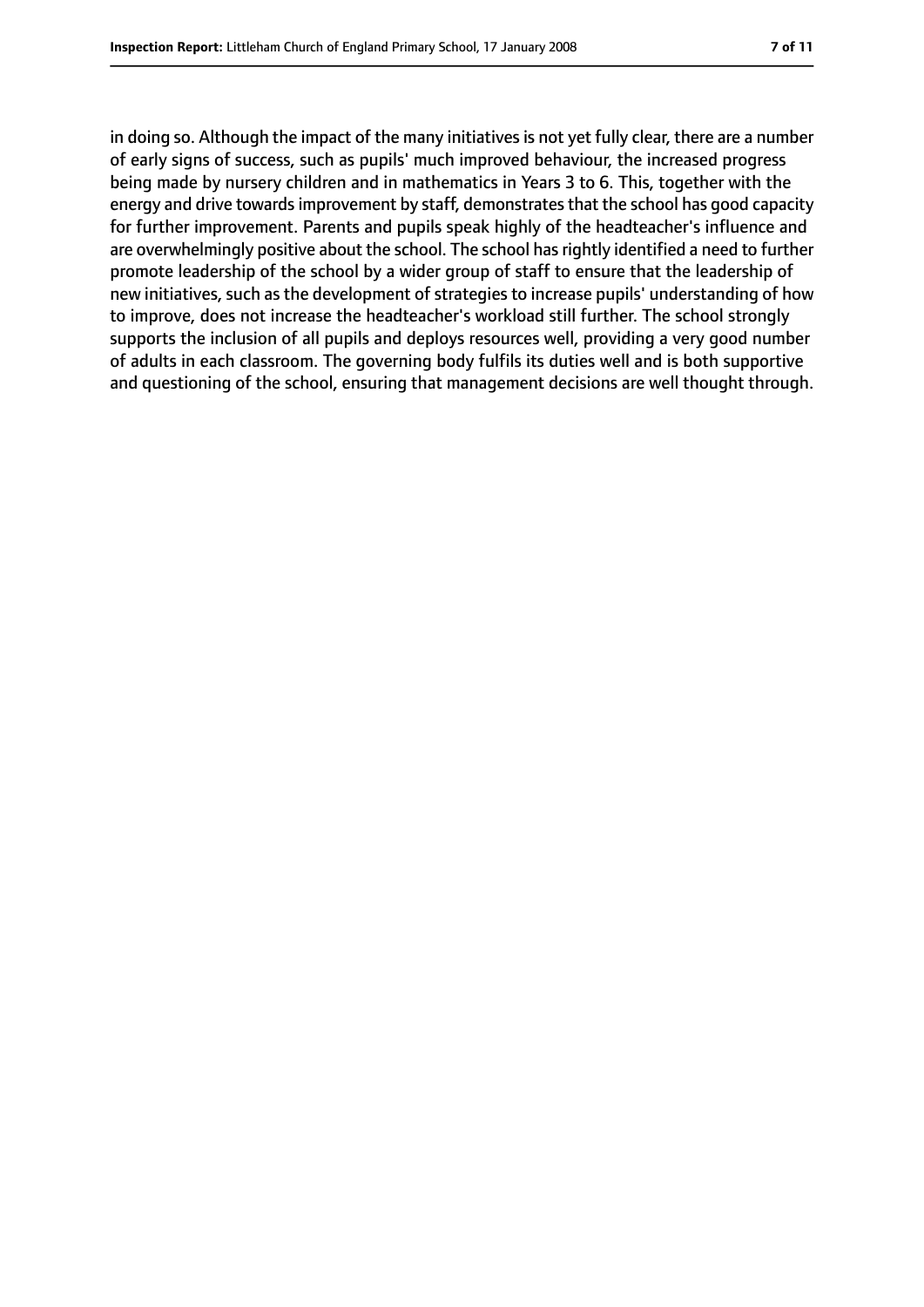in doing so. Although the impact of the many initiatives is not yet fully clear, there are a number of early signs of success, such as pupils' much improved behaviour, the increased progress being made by nursery children and in mathematics in Years 3 to 6. This, together with the energy and drive towards improvement by staff, demonstrates that the school has good capacity for further improvement. Parents and pupils speak highly of the headteacher's influence and are overwhelmingly positive about the school. The school has rightly identified a need to further promote leadership of the school by a wider group of staff to ensure that the leadership of new initiatives, such as the development of strategies to increase pupils' understanding of how to improve, does not increase the headteacher's workload still further. The school strongly supports the inclusion of all pupils and deploys resources well, providing a very good number of adults in each classroom. The governing body fulfils its duties well and is both supportive and questioning of the school, ensuring that management decisions are well thought through.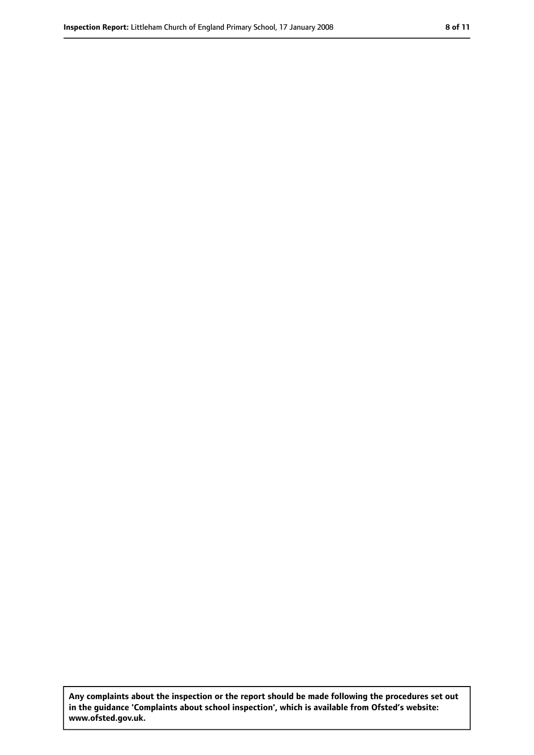**Any complaints about the inspection or the report should be made following the procedures set out in the guidance 'Complaints about school inspection', which is available from Ofsted's website: www.ofsted.gov.uk.**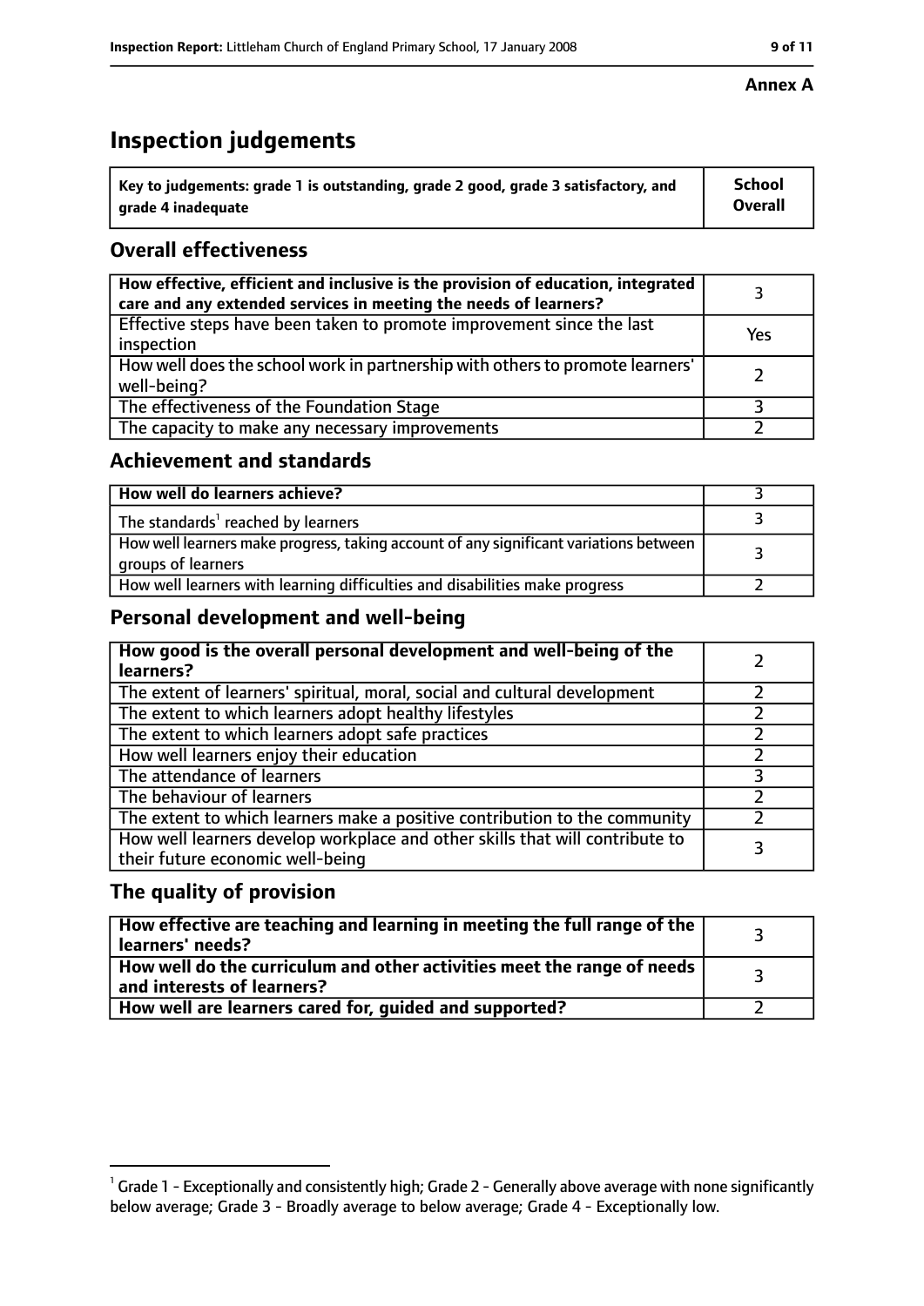**Annex A**

# Inspection judgements

| Key to judgements: grade 1 is outstanding, grade 2 good, grade 3 satisfactory, and grade 4 inadequate | School Overall |
|---|---|

## Overall effectiveness

| | |
|---|---|
| How effective, efficient and inclusive is the provision of education, integrated care and any extended services in meeting the needs of learners? | 3 |
| Effective steps have been taken to promote improvement since the last inspection | Yes |
| How well does the school work in partnership with others to promote learners' well-being? | 2 |
| The effectiveness of the Foundation Stage | 3 |
| The capacity to make any necessary improvements | 2 |

## Achievement and standards

| | |
|---|---|
| How well do learners achieve? | 3 |
| The standards[1] reached by learners | 3 |
| How well learners make progress, taking account of any significant variations between groups of learners | 3 |
| How well learners with learning difficulties and disabilities make progress | 2 |

## Personal development and well-being

| | |
|---|---|
| How good is the overall personal development and well-being of the learners? | 2 |
| The extent of learners' spiritual, moral, social and cultural development | 2 |
| The extent to which learners adopt healthy lifestyles | 2 |
| The extent to which learners adopt safe practices | 2 |
| How well learners enjoy their education | 2 |
| The attendance of learners | 3 |
| The behaviour of learners | 2 |
| The extent to which learners make a positive contribution to the community | 2 |
| How well learners develop workplace and other skills that will contribute to their future economic well-being | 3 |

## The quality of provision

| | |
|---|---|
| How effective are teaching and learning in meeting the full range of the learners' needs? | 3 |
| How well do the curriculum and other activities meet the range of needs and interests of learners? | 3 |
| How well are learners cared for, guided and supported? | 2 |

[1] Grade 1 - Exceptionally and consistently high; Grade 2 - Generally above average with none significantly below average; Grade 3 - Broadly average to below average; Grade 4 - Exceptionally low.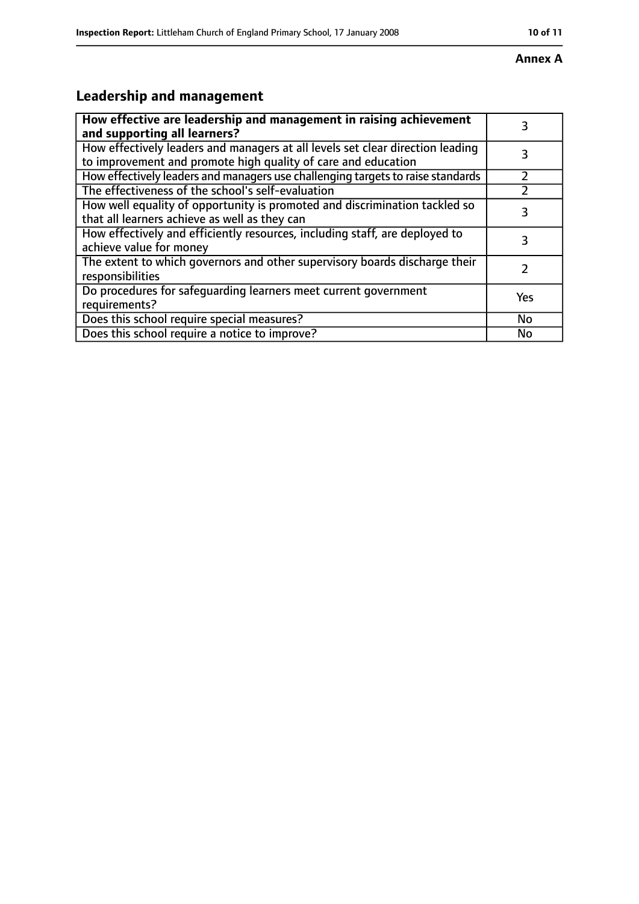**Annex A**

## Leadership and management

| | |
|---|---|
| **How effective are leadership and management in raising achievement and supporting all learners?** | 3 |
| How effectively leaders and managers at all levels set clear direction leading to improvement and promote high quality of care and education | 3 |
| How effectively leaders and managers use challenging targets to raise standards | 2 |
| The effectiveness of the school's self-evaluation | 2 |
| How well equality of opportunity is promoted and discrimination tackled so that all learners achieve as well as they can | 3 |
| How effectively and efficiently resources, including staff, are deployed to achieve value for money | 3 |
| The extent to which governors and other supervisory boards discharge their responsibilities | 2 |
| Do procedures for safeguarding learners meet current government requirements? | Yes |
| Does this school require special measures? | No |
| Does this school require a notice to improve? | No |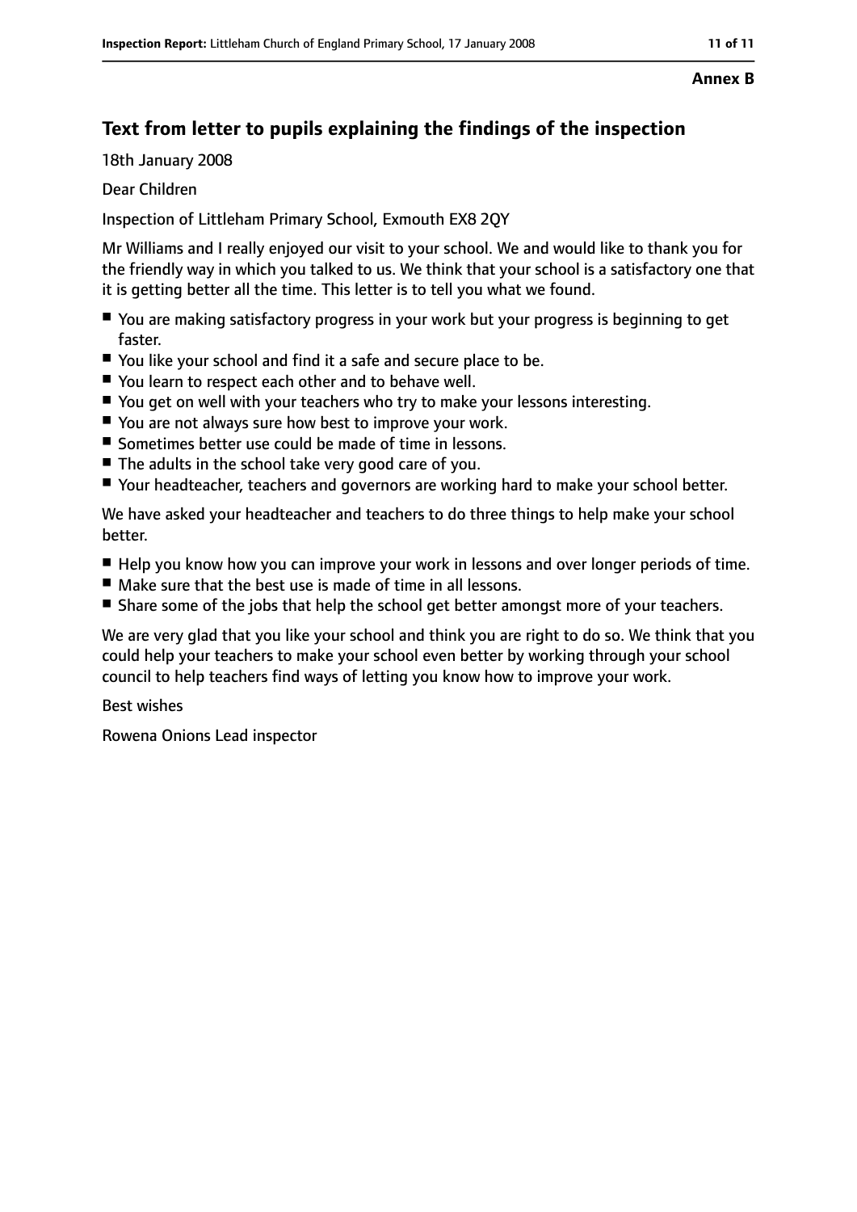**Annex B**

## Text from letter to pupils explaining the findings of the inspection

18th January 2008

Dear Children

Inspection of Littleham Primary School, Exmouth EX8 2QY

Mr Williams and I really enjoyed our visit to your school. We and would like to thank you for the friendly way in which you talked to us. We think that your school is a satisfactory one that it is getting better all the time. This letter is to tell you what we found.

- You are making satisfactory progress in your work but your progress is beginning to get faster.
- You like your school and find it a safe and secure place to be.
- You learn to respect each other and to behave well.
- You get on well with your teachers who try to make your lessons interesting.
- You are not always sure how best to improve your work.
- Sometimes better use could be made of time in lessons.
- The adults in the school take very good care of you.
- Your headteacher, teachers and governors are working hard to make your school better.

We have asked your headteacher and teachers to do three things to help make your school better.

- Help you know how you can improve your work in lessons and over longer periods of time.
- Make sure that the best use is made of time in all lessons.
- Share some of the jobs that help the school get better amongst more of your teachers.

We are very glad that you like your school and think you are right to do so. We think that you could help your teachers to make your school even better by working through your school council to help teachers find ways of letting you know how to improve your work.

Best wishes

Rowena Onions Lead inspector